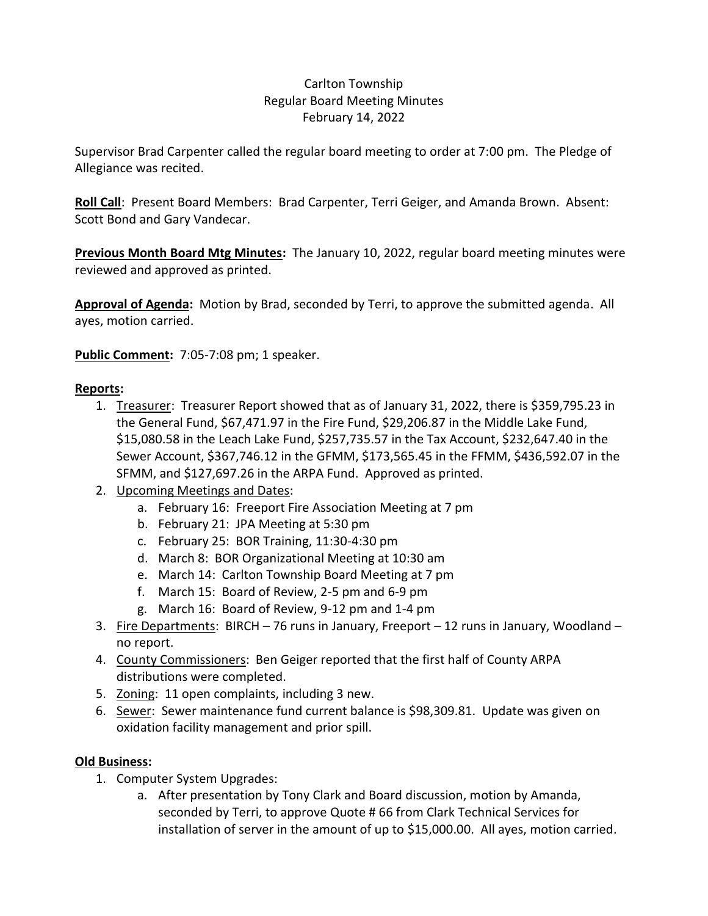# Carlton Township
## Regular Board Meeting Minutes
### February 14, 2022

Supervisor Brad Carpenter called the regular board meeting to order at 7:00 pm. The Pledge of Allegiance was recited.

**Roll Call**: Present Board Members: Brad Carpenter, Terri Geiger, and Amanda Brown. Absent: Scott Bond and Gary Vandecar.

**Previous Month Board Mtg Minutes:** The January 10, 2022, regular board meeting minutes were reviewed and approved as printed.

**Approval of Agenda:** Motion by Brad, seconded by Terri, to approve the submitted agenda. All ayes, motion carried.

**Public Comment:** 7:05-7:08 pm; 1 speaker.

**Reports:**

1. Treasurer: Treasurer Report showed that as of January 31, 2022, there is $359,795.23 in the General Fund, $67,471.97 in the Fire Fund, $29,206.87 in the Middle Lake Fund, $15,080.58 in the Leach Lake Fund, $257,735.57 in the Tax Account, $232,647.40 in the Sewer Account, $367,746.12 in the GFMM, $173,565.45 in the FFMM, $436,592.07 in the SFMM, and $127,697.26 in the ARPA Fund. Approved as printed.
2. Upcoming Meetings and Dates:
    a. February 16: Freeport Fire Association Meeting at 7 pm
    b. February 21: JPA Meeting at 5:30 pm
    c. February 25: BOR Training, 11:30-4:30 pm
    d. March 8: BOR Organizational Meeting at 10:30 am
    e. March 14: Carlton Township Board Meeting at 7 pm
    f. March 15: Board of Review, 2-5 pm and 6-9 pm
    g. March 16: Board of Review, 9-12 pm and 1-4 pm
3. Fire Departments: BIRCH – 76 runs in January, Freeport – 12 runs in January, Woodland – no report.
4. County Commissioners: Ben Geiger reported that the first half of County ARPA distributions were completed.
5. Zoning: 11 open complaints, including 3 new.
6. Sewer: Sewer maintenance fund current balance is $98,309.81. Update was given on oxidation facility management and prior spill.

**Old Business:**

1. Computer System Upgrades:
    a. After presentation by Tony Clark and Board discussion, motion by Amanda, seconded by Terri, to approve Quote # 66 from Clark Technical Services for installation of server in the amount of up to $15,000.00. All ayes, motion carried.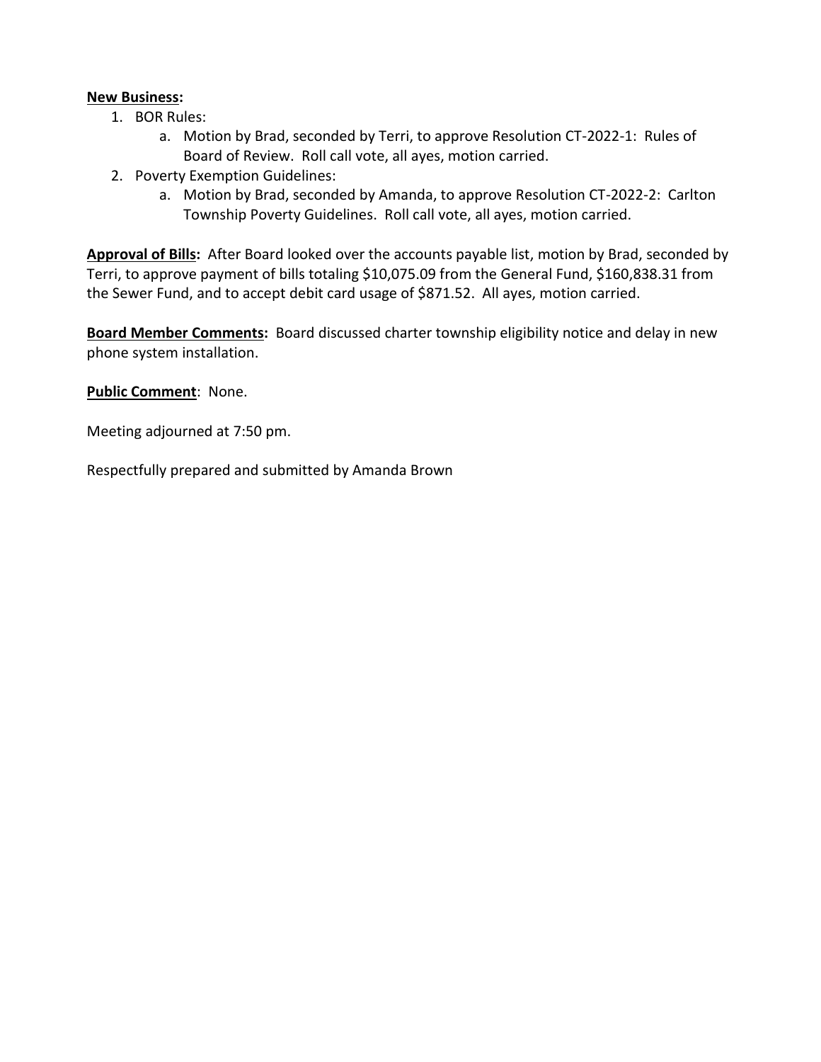**New Business:**

1. BOR Rules:
   a. Motion by Brad, seconded by Terri, to approve Resolution CT-2022-1: Rules of Board of Review. Roll call vote, all ayes, motion carried.
2. Poverty Exemption Guidelines:
   a. Motion by Brad, seconded by Amanda, to approve Resolution CT-2022-2: Carlton Township Poverty Guidelines. Roll call vote, all ayes, motion carried.

**Approval of Bills:** After Board looked over the accounts payable list, motion by Brad, seconded by Terri, to approve payment of bills totaling $10,075.09 from the General Fund, $160,838.31 from the Sewer Fund, and to accept debit card usage of $871.52. All ayes, motion carried.

**Board Member Comments:** Board discussed charter township eligibility notice and delay in new phone system installation.

**Public Comment**: None.

Meeting adjourned at 7:50 pm.

Respectfully prepared and submitted by Amanda Brown